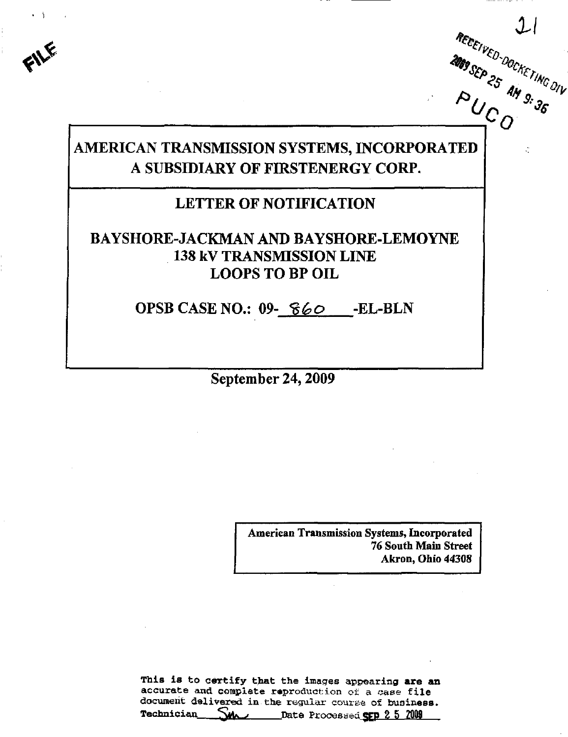FILE

21

RECEIVED-DOCKETING DIV
2009 SEP 25 AM 9:36
PUCO

# AMERICAN TRANSMISSION SYSTEMS, INCORPORATED
# A SUBSIDIARY OF FIRSTENERGY CORP.

## LETTER OF NOTIFICATION

## BAYSHORE-JACKMAN AND BAYSHORE-LEMOYNE 138 kV TRANSMISSION LINE LOOPS TO BP OIL

## OPSB CASE NO.: 09-860-EL-BLN

**September 24, 2009**

**American Transmission Systems, Incorporated**
**76 South Main Street**
**Akron, Ohio 44308**

This is to certify that the images appearing are an accurate and complete reproduction of a case file document delivered in the regular course of business.
Technician SM Date Processed SEP 25 2009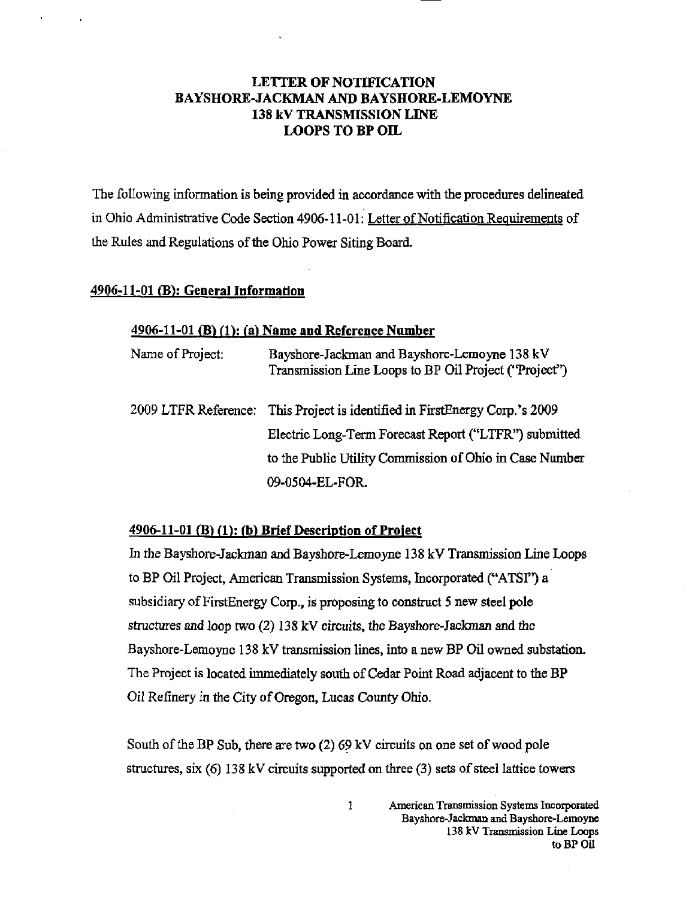# LETTER OF NOTIFICATION
# BAYSHORE-JACKMAN AND BAYSHORE-LEMOYNE
# 138 kV TRANSMISSION LINE
# LOOPS TO BP OIL

The following information is being provided in accordance with the procedures delineated in Ohio Administrative Code Section 4906-11-01: Letter of Notification Requirements of the Rules and Regulations of the Ohio Power Siting Board.

## 4906-11-01 (B): General Information

### 4906-11-01 (B) (1): (a) Name and Reference Number

Name of Project: Bayshore-Jackman and Bayshore-Lemoyne 138 kV Transmission Line Loops to BP Oil Project ("Project")

2009 LTFR Reference: This Project is identified in FirstEnergy Corp.'s 2009 Electric Long-Term Forecast Report ("LTFR") submitted to the Public Utility Commission of Ohio in Case Number 09-0504-EL-FOR.

### 4906-11-01 (B) (1): (b) Brief Description of Project

In the Bayshore-Jackman and Bayshore-Lemoyne 138 kV Transmission Line Loops to BP Oil Project, American Transmission Systems, Incorporated ("ATSI") a subsidiary of FirstEnergy Corp., is proposing to construct 5 new steel pole structures and loop two (2) 138 kV circuits, the Bayshore-Jackman and the Bayshore-Lemoyne 138 kV transmission lines, into a new BP Oil owned substation. The Project is located immediately south of Cedar Point Road adjacent to the BP Oil Refinery in the City of Oregon, Lucas County Ohio.

South of the BP Sub, there are two (2) 69 kV circuits on one set of wood pole structures, six (6) 138 kV circuits supported on three (3) sets of steel lattice towers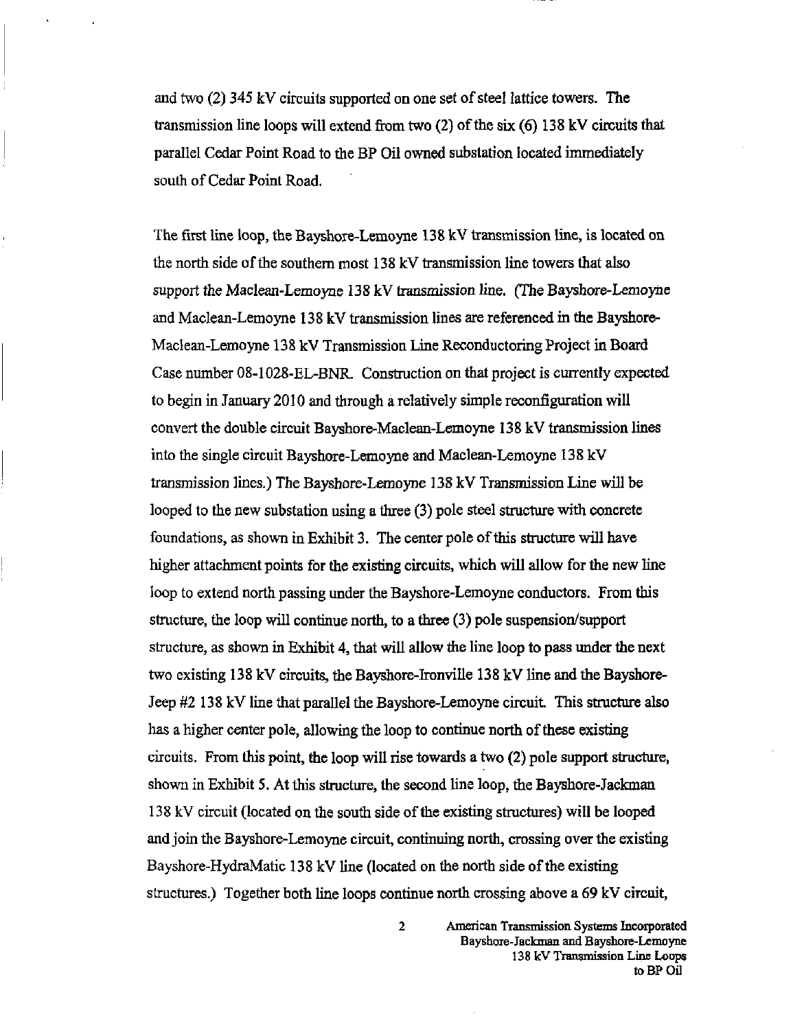and two (2) 345 kV circuits supported on one set of steel lattice towers. The transmission line loops will extend from two (2) of the six (6) 138 kV circuits that parallel Cedar Point Road to the BP Oil owned substation located immediately south of Cedar Point Road.

The first line loop, the Bayshore-Lemoyne 138 kV transmission line, is located on the north side of the southern most 138 kV transmission line towers that also support the Maclean-Lemoyne 138 kV transmission line. (The Bayshore-Lemoyne and Maclean-Lemoyne 138 kV transmission lines are referenced in the Bayshore-Maclean-Lemoyne 138 kV Transmission Line Reconductoring Project in Board Case number 08-1028-EL-BNR. Construction on that project is currently expected to begin in January 2010 and through a relatively simple reconfiguration will convert the double circuit Bayshore-Maclean-Lemoyne 138 kV transmission lines into the single circuit Bayshore-Lemoyne and Maclean-Lemoyne 138 kV transmission lines.) The Bayshore-Lemoyne 138 kV Transmission Line will be looped to the new substation using a three (3) pole steel structure with concrete foundations, as shown in Exhibit 3. The center pole of this structure will have higher attachment points for the existing circuits, which will allow for the new line loop to extend north passing under the Bayshore-Lemoyne conductors. From this structure, the loop will continue north, to a three (3) pole suspension/support structure, as shown in Exhibit 4, that will allow the line loop to pass under the next two existing 138 kV circuits, the Bayshore-Ironville 138 kV line and the Bayshore-Jeep #2 138 kV line that parallel the Bayshore-Lemoyne circuit. This structure also has a higher center pole, allowing the loop to continue north of these existing circuits. From this point, the loop will rise towards a two (2) pole support structure, shown in Exhibit 5. At this structure, the second line loop, the Bayshore-Jackman 138 kV circuit (located on the south side of the existing structures) will be looped and join the Bayshore-Lemoyne circuit, continuing north, crossing over the existing Bayshore-HydraMatic 138 kV line (located on the north side of the existing structures.) Together both line loops continue north crossing above a 69 kV circuit,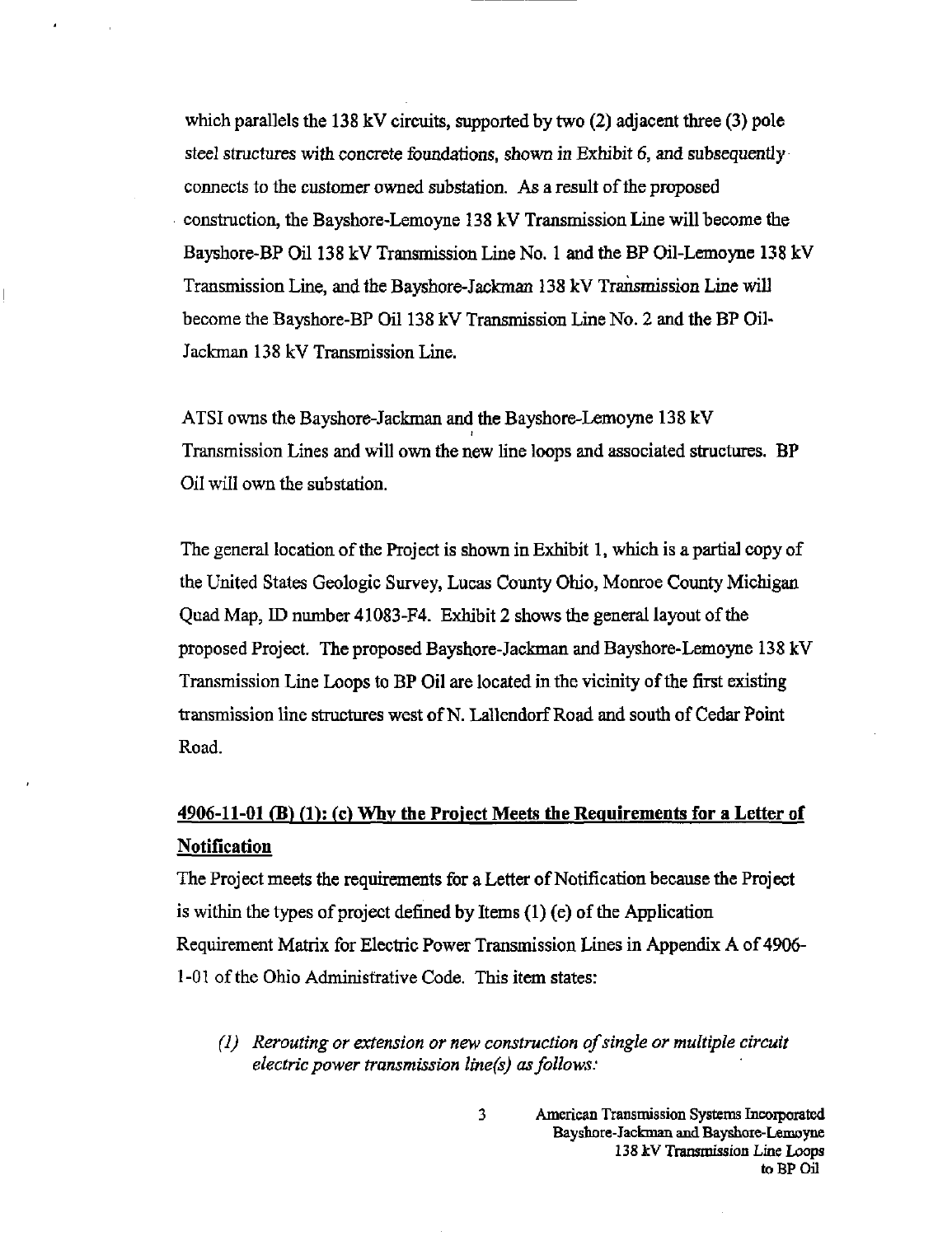which parallels the 138 kV circuits, supported by two (2) adjacent three (3) pole steel structures with concrete foundations, shown in Exhibit 6, and subsequently connects to the customer owned substation. As a result of the proposed construction, the Bayshore-Lemoyne 138 kV Transmission Line will become the Bayshore-BP Oil 138 kV Transmission Line No. 1 and the BP Oil-Lemoyne 138 kV Transmission Line, and the Bayshore-Jackman 138 kV Transmission Line will become the Bayshore-BP Oil 138 kV Transmission Line No. 2 and the BP Oil-Jackman 138 kV Transmission Line.

ATSI owns the Bayshore-Jackman and the Bayshore-Lemoyne 138 kV Transmission Lines and will own the new line loops and associated structures. BP Oil will own the substation.

The general location of the Project is shown in Exhibit 1, which is a partial copy of the United States Geologic Survey, Lucas County Ohio, Monroe County Michigan Quad Map, ID number 41083-F4. Exhibit 2 shows the general layout of the proposed Project. The proposed Bayshore-Jackman and Bayshore-Lemoyne 138 kV Transmission Line Loops to BP Oil are located in the vicinity of the first existing transmission line structures west of N. Lallendorf Road and south of Cedar Point Road.

## 4906-11-01 (B) (1): (c) Why the Project Meets the Requirements for a Letter of Notification

The Project meets the requirements for a Letter of Notification because the Project is within the types of project defined by Items (1) (e) of the Application Requirement Matrix for Electric Power Transmission Lines in Appendix A of 4906-1-01 of the Ohio Administrative Code. This item states:

*(1) Rerouting or extension or new construction of single or multiple circuit electric power transmission line(s) as follows:*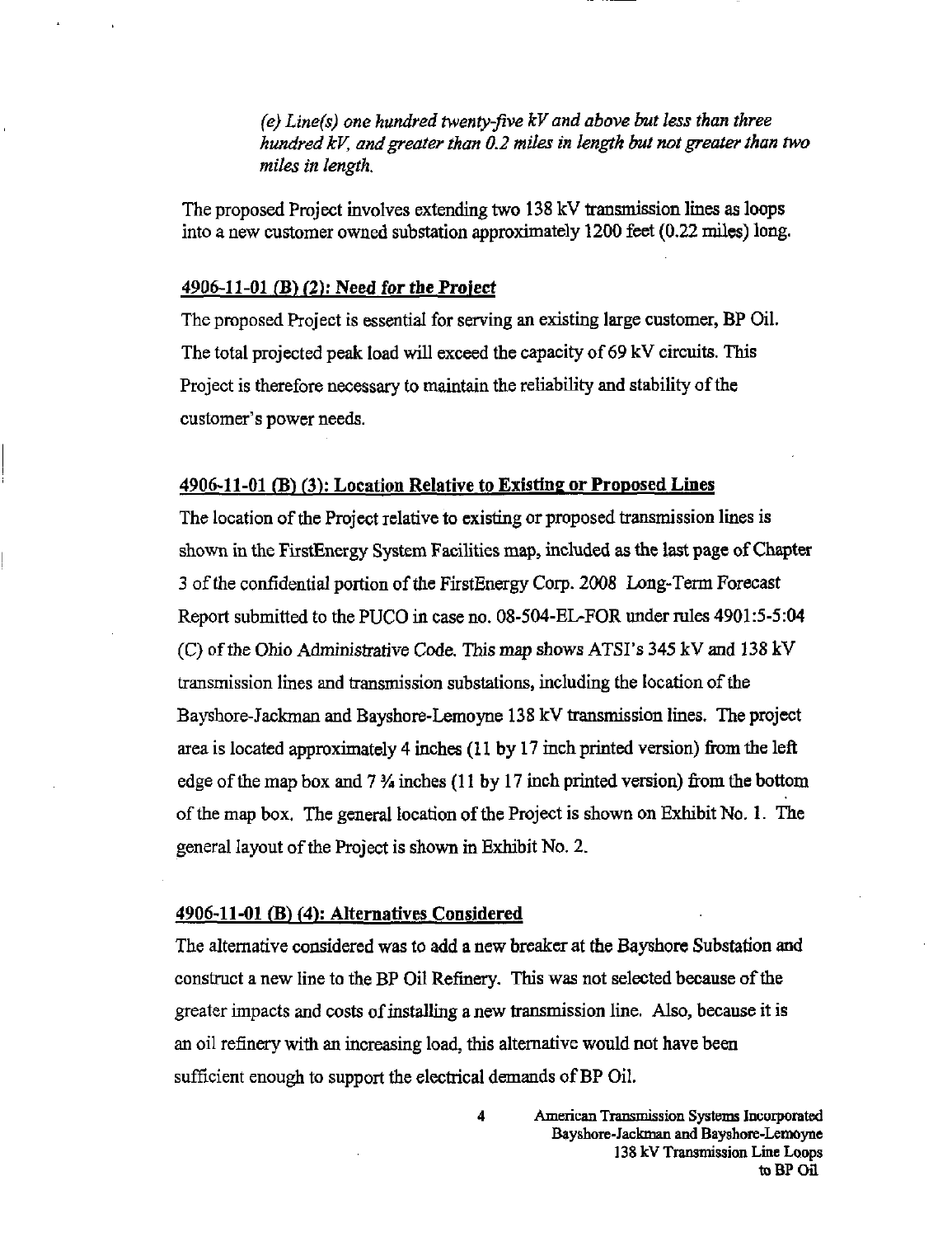*(e) Line(s) one hundred twenty-five kV and above but less than three hundred kV, and greater than 0.2 miles in length but not greater than two miles in length.*

The proposed Project involves extending two 138 kV transmission lines as loops into a new customer owned substation approximately 1200 feet (0.22 miles) long.

## 4906-11-01 (B) (2): Need for the Project

The proposed Project is essential for serving an existing large customer, BP Oil. The total projected peak load will exceed the capacity of 69 kV circuits. This Project is therefore necessary to maintain the reliability and stability of the customer's power needs.

## 4906-11-01 (B) (3): Location Relative to Existing or Proposed Lines

The location of the Project relative to existing or proposed transmission lines is shown in the FirstEnergy System Facilities map, included as the last page of Chapter 3 of the confidential portion of the FirstEnergy Corp. 2008 Long-Term Forecast Report submitted to the PUCO in case no. 08-504-EL-FOR under rules 4901:5-5:04 (C) of the Ohio Administrative Code. This map shows ATSI's 345 kV and 138 kV transmission lines and transmission substations, including the location of the Bayshore-Jackman and Bayshore-Lemoyne 138 kV transmission lines. The project area is located approximately 4 inches (11 by 17 inch printed version) from the left edge of the map box and 7 ¾ inches (11 by 17 inch printed version) from the bottom of the map box. The general location of the Project is shown on Exhibit No. 1. The general layout of the Project is shown in Exhibit No. 2.

## 4906-11-01 (B) (4): Alternatives Considered

The alternative considered was to add a new breaker at the Bayshore Substation and construct a new line to the BP Oil Refinery. This was not selected because of the greater impacts and costs of installing a new transmission line. Also, because it is an oil refinery with an increasing load, this alternative would not have been sufficient enough to support the electrical demands of BP Oil.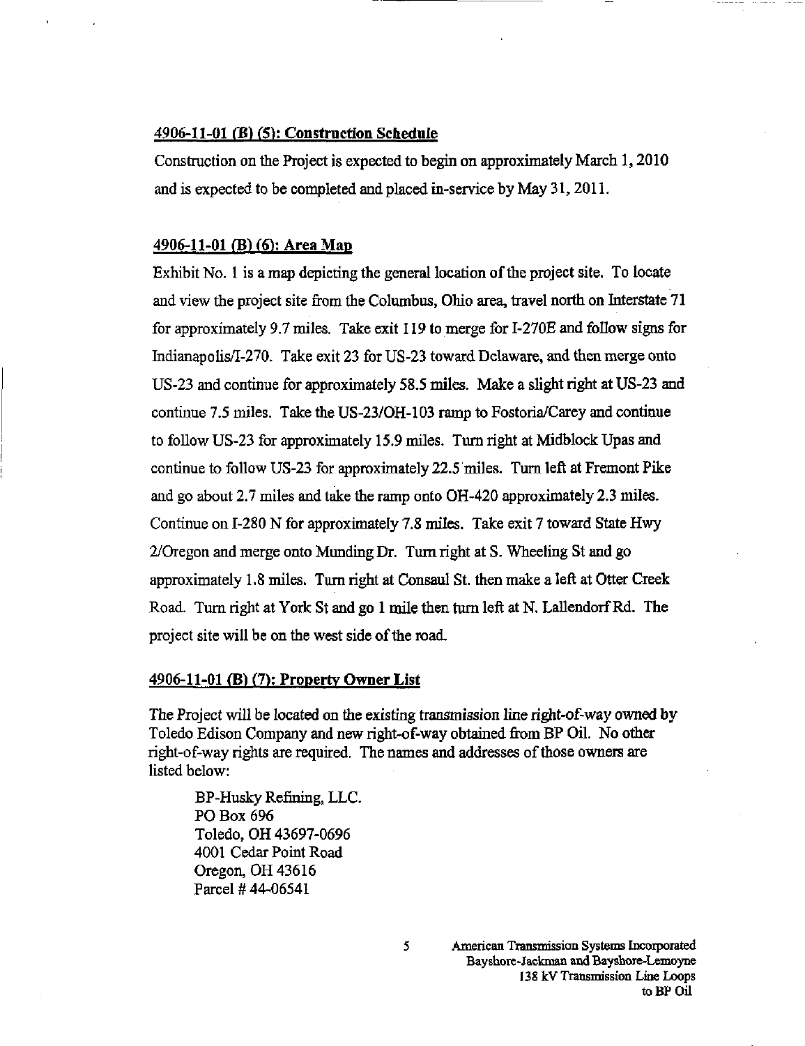## 4906-11-01 (B) (5): Construction Schedule

Construction on the Project is expected to begin on approximately March 1, 2010 and is expected to be completed and placed in-service by May 31, 2011.

## 4906-11-01 (B) (6): Area Map

Exhibit No. 1 is a map depicting the general location of the project site. To locate and view the project site from the Columbus, Ohio area, travel north on Interstate 71 for approximately 9.7 miles. Take exit 119 to merge for I-270E and follow signs for Indianapolis/I-270. Take exit 23 for US-23 toward Delaware, and then merge onto US-23 and continue for approximately 58.5 miles. Make a slight right at US-23 and continue 7.5 miles. Take the US-23/OH-103 ramp to Fostoria/Carey and continue to follow US-23 for approximately 15.9 miles. Turn right at Midblock Upas and continue to follow US-23 for approximately 22.5 miles. Turn left at Fremont Pike and go about 2.7 miles and take the ramp onto OH-420 approximately 2.3 miles. Continue on I-280 N for approximately 7.8 miles. Take exit 7 toward State Hwy 2/Oregon and merge onto Munding Dr. Turn right at S. Wheeling St and go approximately 1.8 miles. Turn right at Consaul St. then make a left at Otter Creek Road. Turn right at York St and go 1 mile then turn left at N. Lallendorf Rd. The project site will be on the west side of the road.

## 4906-11-01 (B) (7): Property Owner List

The Project will be located on the existing transmission line right-of-way owned by Toledo Edison Company and new right-of-way obtained from BP Oil. No other right-of-way rights are required. The names and addresses of those owners are listed below:

BP-Husky Refining, LLC.
PO Box 696
Toledo, OH 43697-0696
4001 Cedar Point Road
Oregon, OH 43616
Parcel # 44-06541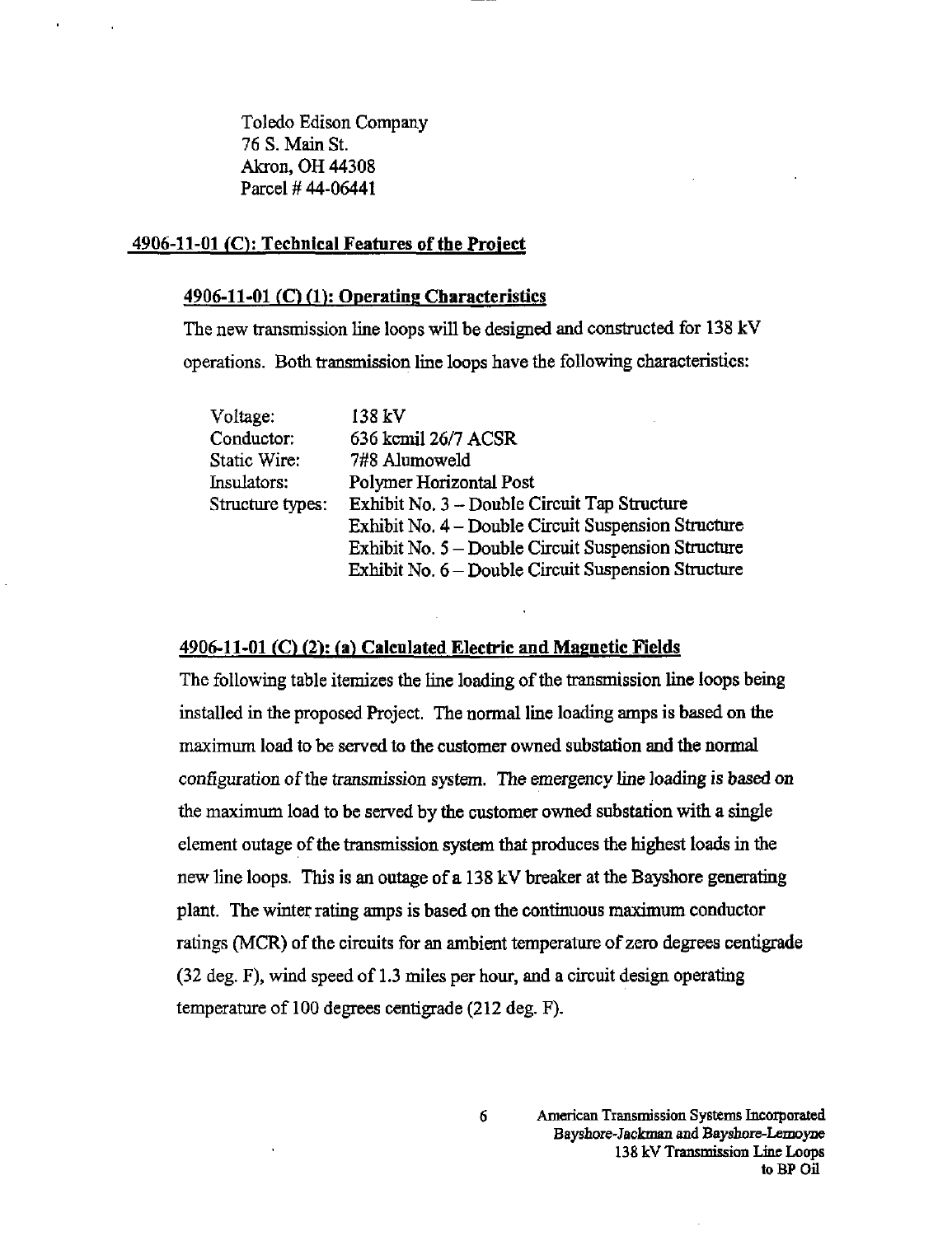Toledo Edison Company
76 S. Main St.
Akron, OH 44308
Parcel # 44-06441

## 4906-11-01 (C): Technical Features of the Project

### 4906-11-01 (C) (1): Operating Characteristics

The new transmission line loops will be designed and constructed for 138 kV operations. Both transmission line loops have the following characteristics:

| | |
|---|---|
| Voltage: | 138 kV |
| Conductor: | 636 kcmil 26/7 ACSR |
| Static Wire: | 7#8 Alumoweld |
| Insulators: | Polymer Horizontal Post |
| Structure types: | Exhibit No. 3 – Double Circuit Tap Structure |
| | Exhibit No. 4 – Double Circuit Suspension Structure |
| | Exhibit No. 5 – Double Circuit Suspension Structure |
| | Exhibit No. 6 – Double Circuit Suspension Structure |

### 4906-11-01 (C) (2): (a) Calculated Electric and Magnetic Fields

The following table itemizes the line loading of the transmission line loops being installed in the proposed Project. The normal line loading amps is based on the maximum load to be served to the customer owned substation and the normal configuration of the transmission system. The emergency line loading is based on the maximum load to be served by the customer owned substation with a single element outage of the transmission system that produces the highest loads in the new line loops. This is an outage of a 138 kV breaker at the Bayshore generating plant. The winter rating amps is based on the continuous maximum conductor ratings (MCR) of the circuits for an ambient temperature of zero degrees centigrade (32 deg. F), wind speed of 1.3 miles per hour, and a circuit design operating temperature of 100 degrees centigrade (212 deg. F).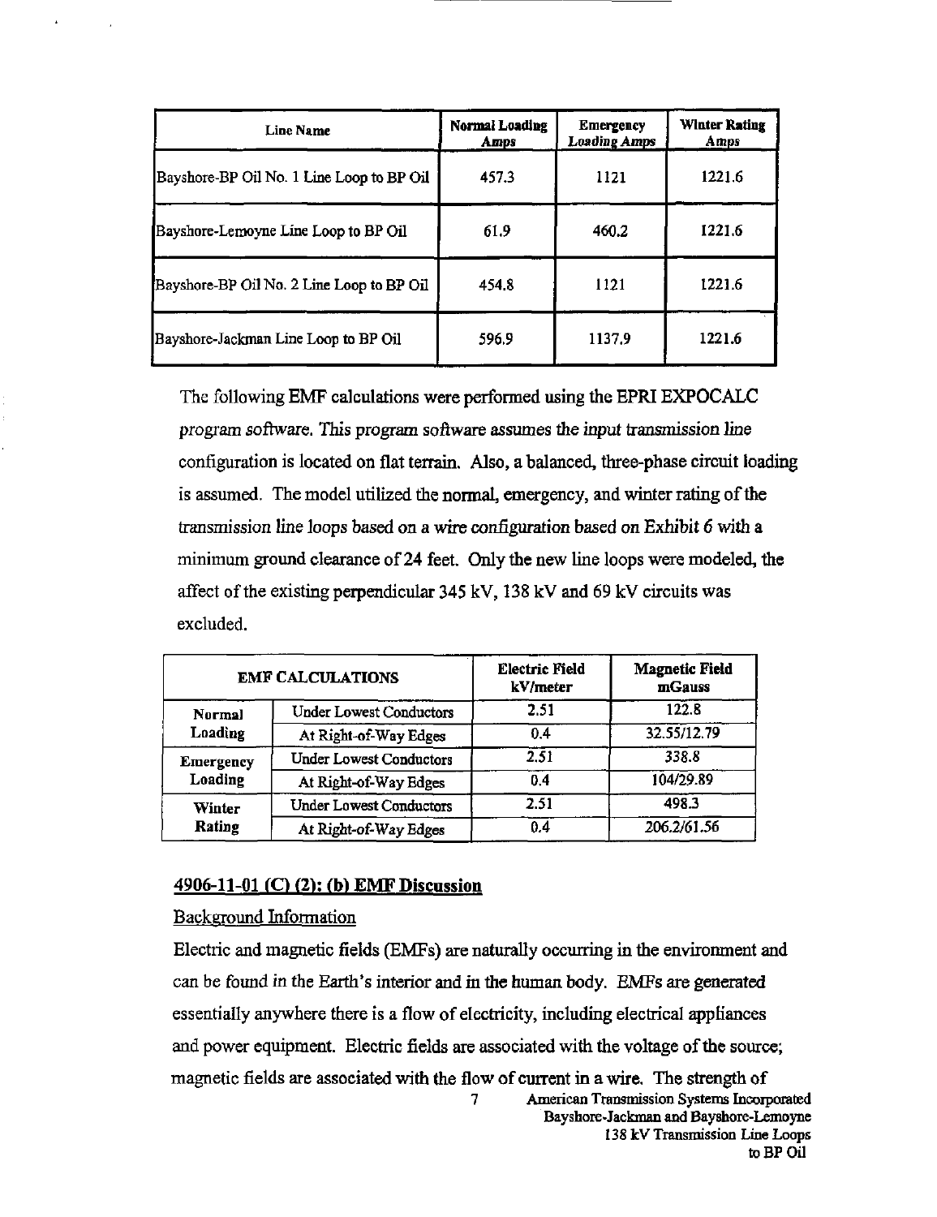| Line Name | Normal Loading Amps | Emergency Loading Amps | Winter Rating Amps |
|---|---|---|---|
| Bayshore-BP Oil No. 1 Line Loop to BP Oil | 457.3 | 1121 | 1221.6 |
| Bayshore-Lemoyne Line Loop to BP Oil | 61.9 | 460.2 | 1221.6 |
| Bayshore-BP Oil No. 2 Line Loop to BP Oil | 454.8 | 1121 | 1221.6 |
| Bayshore-Jackman Line Loop to BP Oil | 596.9 | 1137.9 | 1221.6 |

The following EMF calculations were performed using the EPRI EXPOCALC program software. This program software assumes the input transmission line configuration is located on flat terrain. Also, a balanced, three-phase circuit loading is assumed. The model utilized the normal, emergency, and winter rating of the transmission line loops based on a wire configuration based on Exhibit 6 with a minimum ground clearance of 24 feet. Only the new line loops were modeled, the affect of the existing perpendicular 345 kV, 138 kV and 69 kV circuits was excluded.

| EMF CALCULATIONS | | Electric Field kV/meter | Magnetic Field mGauss |
|---|---|---|---|
| Normal Loading | Under Lowest Conductors | 2.51 | 122.8 |
| | At Right-of-Way Edges | 0.4 | 32.55/12.79 |
| Emergency Loading | Under Lowest Conductors | 2.51 | 338.8 |
| | At Right-of-Way Edges | 0.4 | 104/29.89 |
| Winter Rating | Under Lowest Conductors | 2.51 | 498.3 |
| | At Right-of-Way Edges | 0.4 | 206.2/61.56 |

## 4906-11-01 (C) (2): (b) EMF Discussion

Background Information

Electric and magnetic fields (EMFs) are naturally occurring in the environment and can be found in the Earth's interior and in the human body. EMFs are generated essentially anywhere there is a flow of electricity, including electrical appliances and power equipment. Electric fields are associated with the voltage of the source; magnetic fields are associated with the flow of current in a wire. The strength of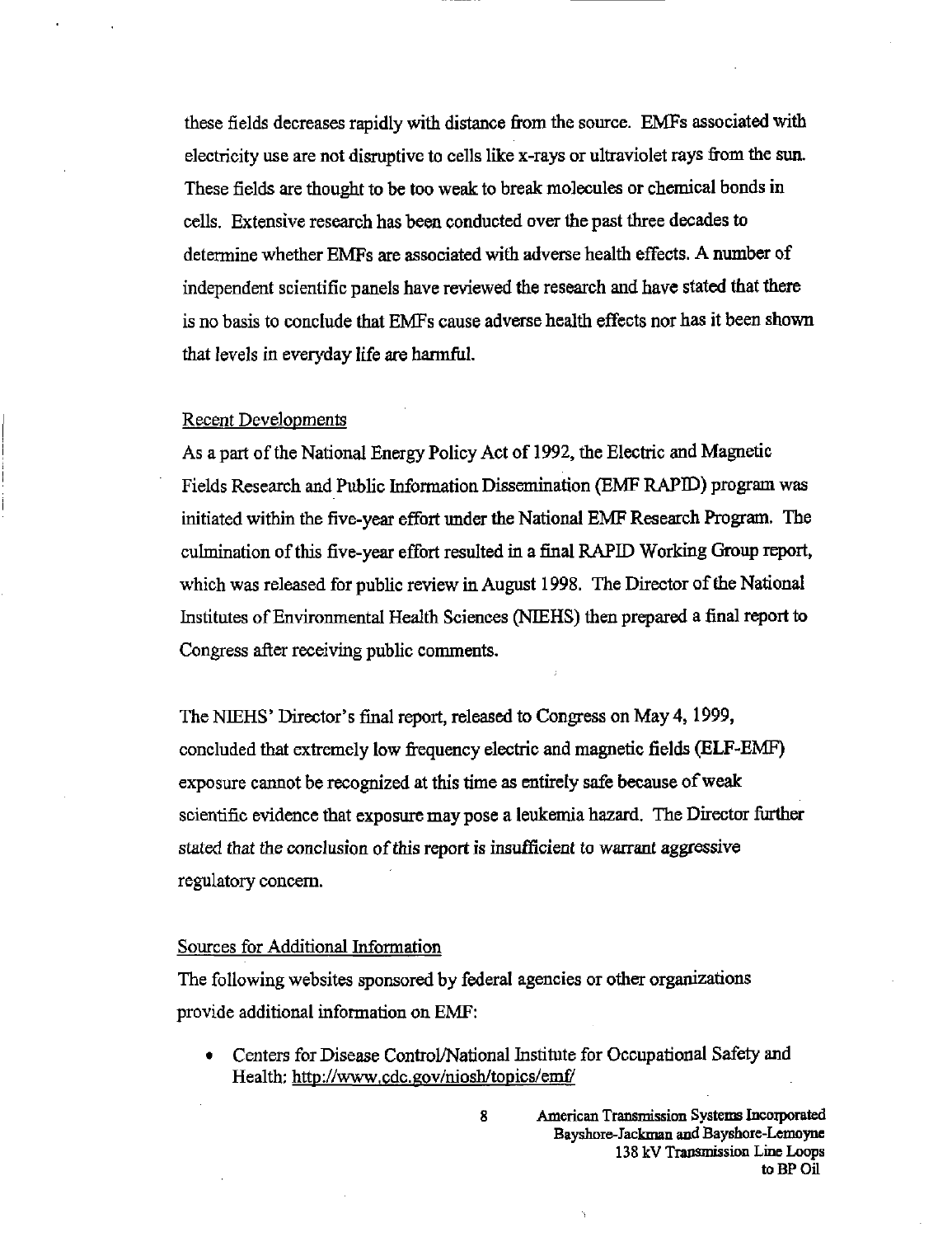these fields decreases rapidly with distance from the source. EMFs associated with electricity use are not disruptive to cells like x-rays or ultraviolet rays from the sun. These fields are thought to be too weak to break molecules or chemical bonds in cells. Extensive research has been conducted over the past three decades to determine whether EMFs are associated with adverse health effects. A number of independent scientific panels have reviewed the research and have stated that there is no basis to conclude that EMFs cause adverse health effects nor has it been shown that levels in everyday life are harmful.

## Recent Developments

As a part of the National Energy Policy Act of 1992, the Electric and Magnetic Fields Research and Public Information Dissemination (EMF RAPID) program was initiated within the five-year effort under the National EMF Research Program. The culmination of this five-year effort resulted in a final RAPID Working Group report, which was released for public review in August 1998. The Director of the National Institutes of Environmental Health Sciences (NIEHS) then prepared a final report to Congress after receiving public comments.

The NIEHS' Director's final report, released to Congress on May 4, 1999, concluded that extremely low frequency electric and magnetic fields (ELF-EMF) exposure cannot be recognized at this time as entirely safe because of weak scientific evidence that exposure may pose a leukemia hazard. The Director further stated that the conclusion of this report is insufficient to warrant aggressive regulatory concern.

## Sources for Additional Information

The following websites sponsored by federal agencies or other organizations provide additional information on EMF:

- Centers for Disease Control/National Institute for Occupational Safety and Health: http://www.cdc.gov/niosh/topics/emf/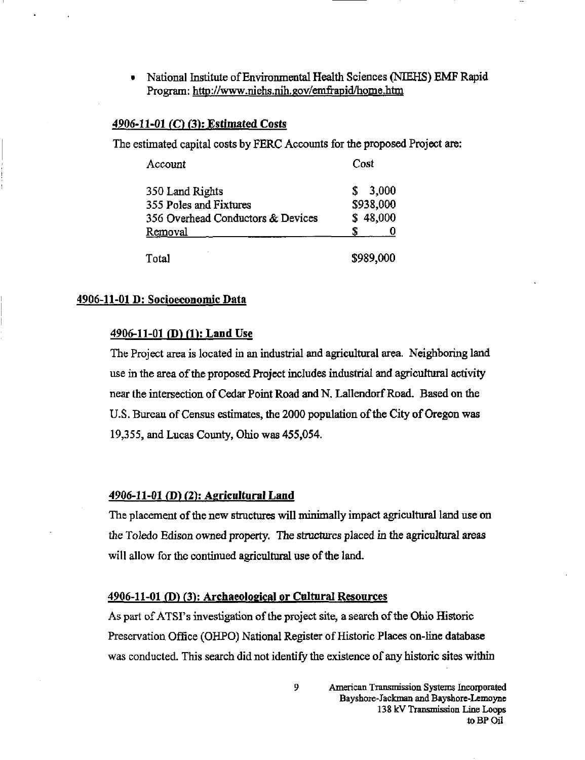- National Institute of Environmental Health Sciences (NIEHS) EMF Rapid Program: http://www.niehs.nih.gov/emfrapid/home.htm

### 4906-11-01 (C) (3): Estimated Costs

The estimated capital costs by FERC Accounts for the proposed Project are:

| Account | Cost |
|---|---|
| 350 Land Rights | $ 3,000 |
| 355 Poles and Fixtures | $938,000 |
| 356 Overhead Conductors & Devices | $ 48,000 |
| Removal | $ 0 |
| Total | $989,000 |

## 4906-11-01 D: Socioeconomic Data

### 4906-11-01 (D) (1): Land Use

The Project area is located in an industrial and agricultural area. Neighboring land use in the area of the proposed Project includes industrial and agricultural activity near the intersection of Cedar Point Road and N. Lallendorf Road. Based on the U.S. Bureau of Census estimates, the 2000 population of the City of Oregon was 19,355, and Lucas County, Ohio was 455,054.

### 4906-11-01 (D) (2): Agricultural Land

The placement of the new structures will minimally impact agricultural land use on the Toledo Edison owned property. The structures placed in the agricultural areas will allow for the continued agricultural use of the land.

### 4906-11-01 (D) (3): Archaeological or Cultural Resources

As part of ATSI's investigation of the project site, a search of the Ohio Historic Preservation Office (OHPO) National Register of Historic Places on-line database was conducted. This search did not identify the existence of any historic sites within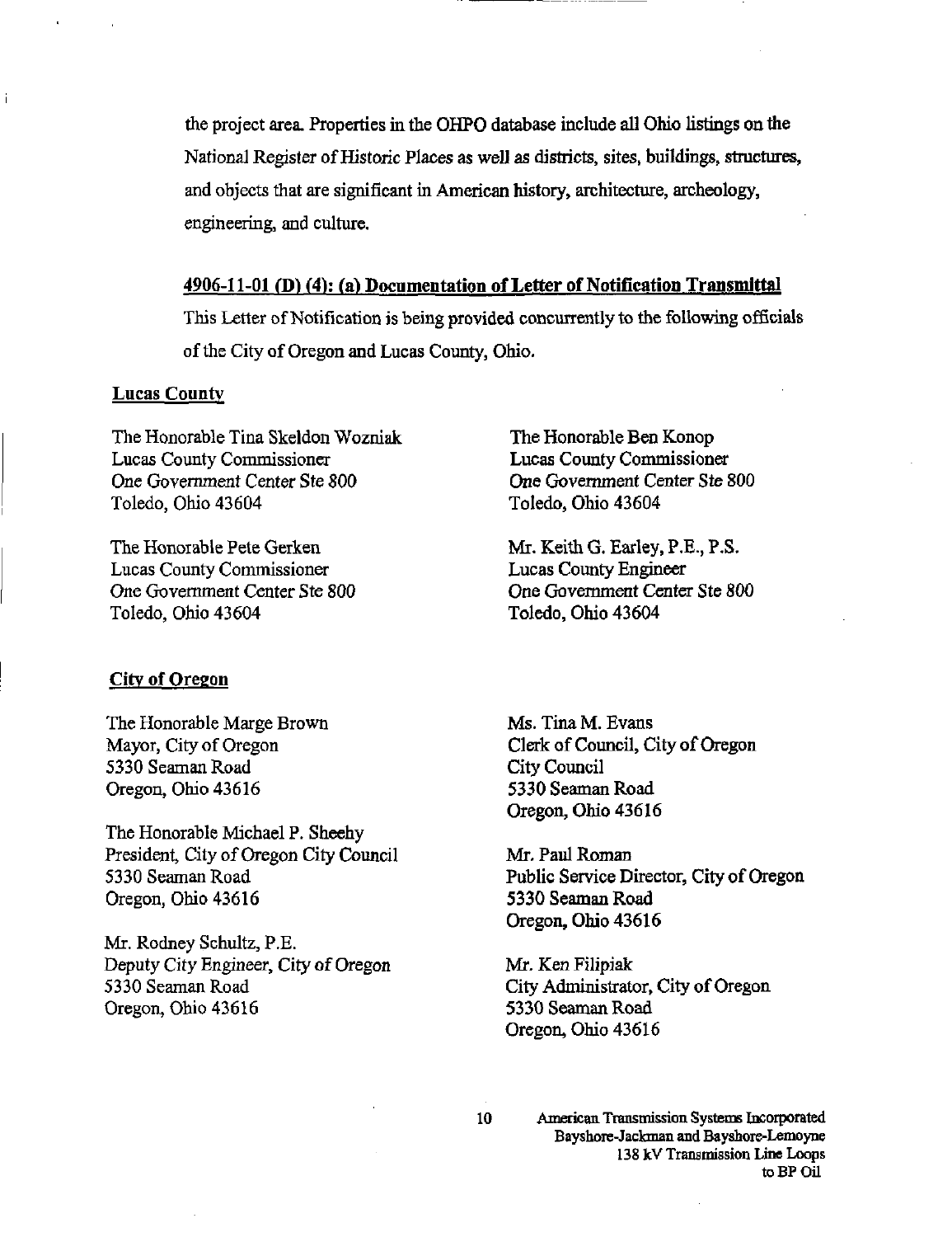the project area. Properties in the OHPO database include all Ohio listings on the National Register of Historic Places as well as districts, sites, buildings, structures, and objects that are significant in American history, architecture, archeology, engineering, and culture.

## 4906-11-01 (D) (4): (a) Documentation of Letter of Notification Transmittal

This Letter of Notification is being provided concurrently to the following officials of the City of Oregon and Lucas County, Ohio.

### Lucas County

The Honorable Tina Skeldon Wozniak
Lucas County Commissioner
One Government Center Ste 800
Toledo, Ohio 43604

The Honorable Ben Konop
Lucas County Commissioner
One Government Center Ste 800
Toledo, Ohio 43604

The Honorable Pete Gerken
Lucas County Commissioner
One Government Center Ste 800
Toledo, Ohio 43604

Mr. Keith G. Earley, P.E., P.S.
Lucas County Engineer
One Government Center Ste 800
Toledo, Ohio 43604

### City of Oregon

The Honorable Marge Brown
Mayor, City of Oregon
5330 Seaman Road
Oregon, Ohio 43616

Ms. Tina M. Evans
Clerk of Council, City of Oregon
City Council
5330 Seaman Road
Oregon, Ohio 43616

The Honorable Michael P. Sheehy
President, City of Oregon City Council
5330 Seaman Road
Oregon, Ohio 43616

Mr. Paul Roman
Public Service Director, City of Oregon
5330 Seaman Road
Oregon, Ohio 43616

Mr. Rodney Schultz, P.E.
Deputy City Engineer, City of Oregon
5330 Seaman Road
Oregon, Ohio 43616

Mr. Ken Filipiak
City Administrator, City of Oregon
5330 Seaman Road
Oregon, Ohio 43616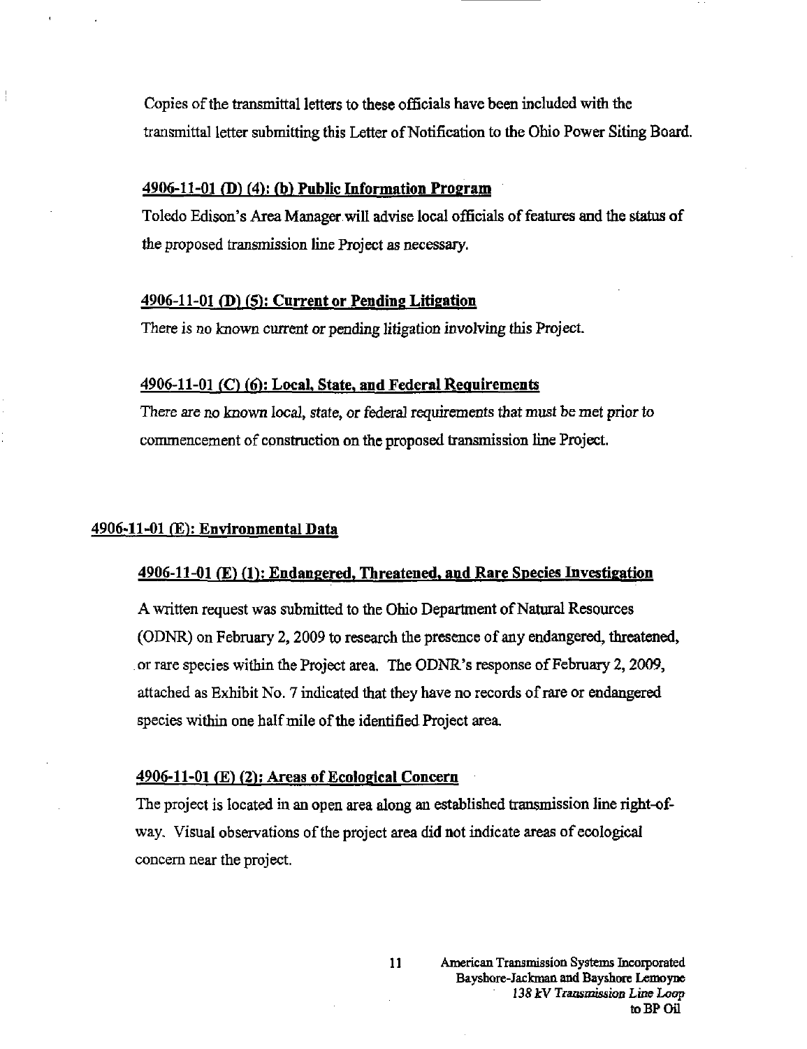Copies of the transmittal letters to these officials have been included with the transmittal letter submitting this Letter of Notification to the Ohio Power Siting Board.

### 4906-11-01 (D) (4): (b) Public Information Program

Toledo Edison's Area Manager will advise local officials of features and the status of the proposed transmission line Project as necessary.

### 4906-11-01 (D) (5): Current or Pending Litigation

There is no known current or pending litigation involving this Project.

### 4906-11-01 (C) (6): Local, State, and Federal Requirements

There are no known local, state, or federal requirements that must be met prior to commencement of construction on the proposed transmission line Project.

## 4906-11-01 (E): Environmental Data

### 4906-11-01 (E) (1): Endangered, Threatened, and Rare Species Investigation

A written request was submitted to the Ohio Department of Natural Resources (ODNR) on February 2, 2009 to research the presence of any endangered, threatened, or rare species within the Project area. The ODNR's response of February 2, 2009, attached as Exhibit No. 7 indicated that they have no records of rare or endangered species within one half mile of the identified Project area.

### 4906-11-01 (E) (2): Areas of Ecological Concern

The project is located in an open area along an established transmission line right-of-way. Visual observations of the project area did not indicate areas of ecological concern near the project.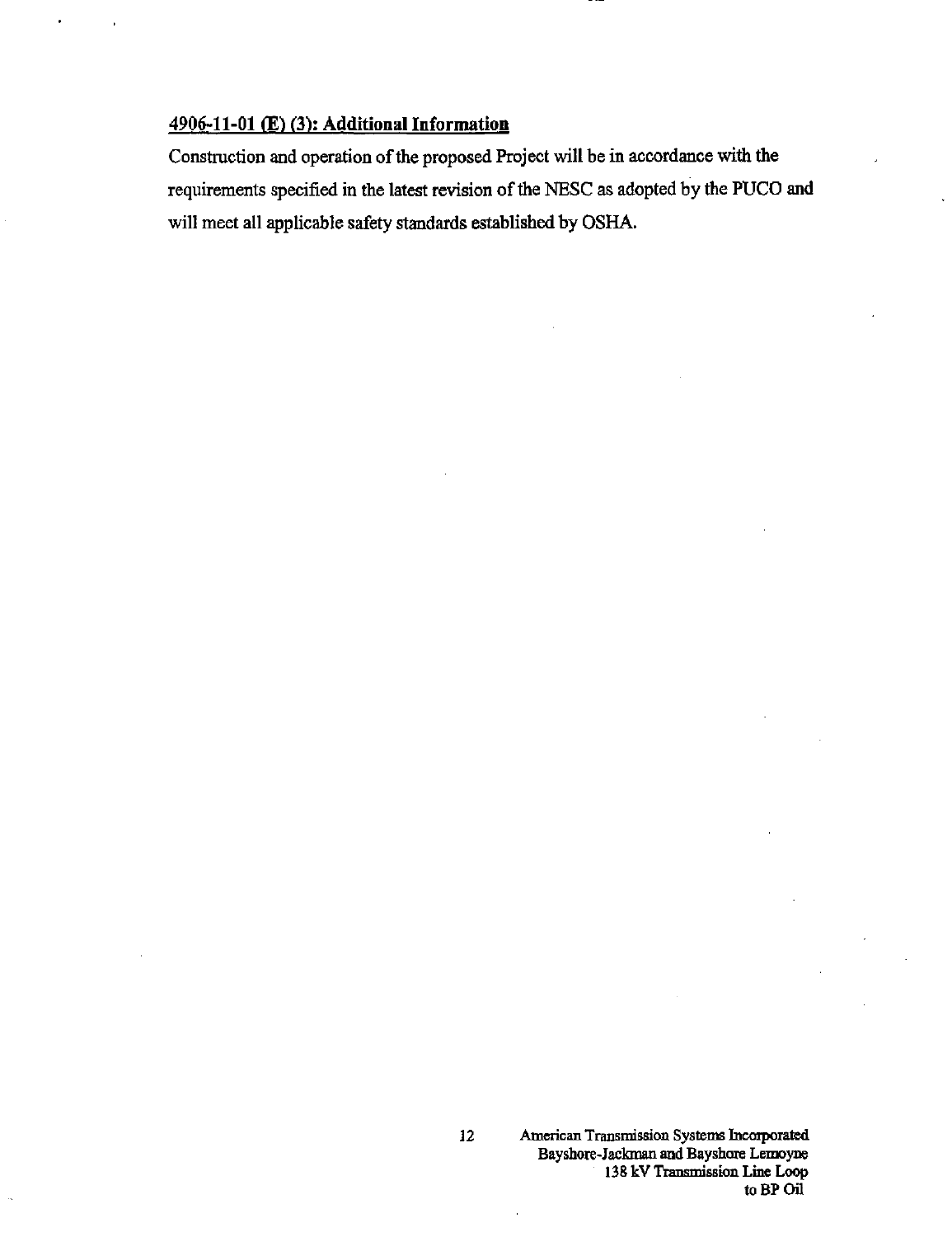## 4906-11-01 (E) (3): Additional Information

Construction and operation of the proposed Project will be in accordance with the requirements specified in the latest revision of the NESC as adopted by the PUCO and will meet all applicable safety standards established by OSHA.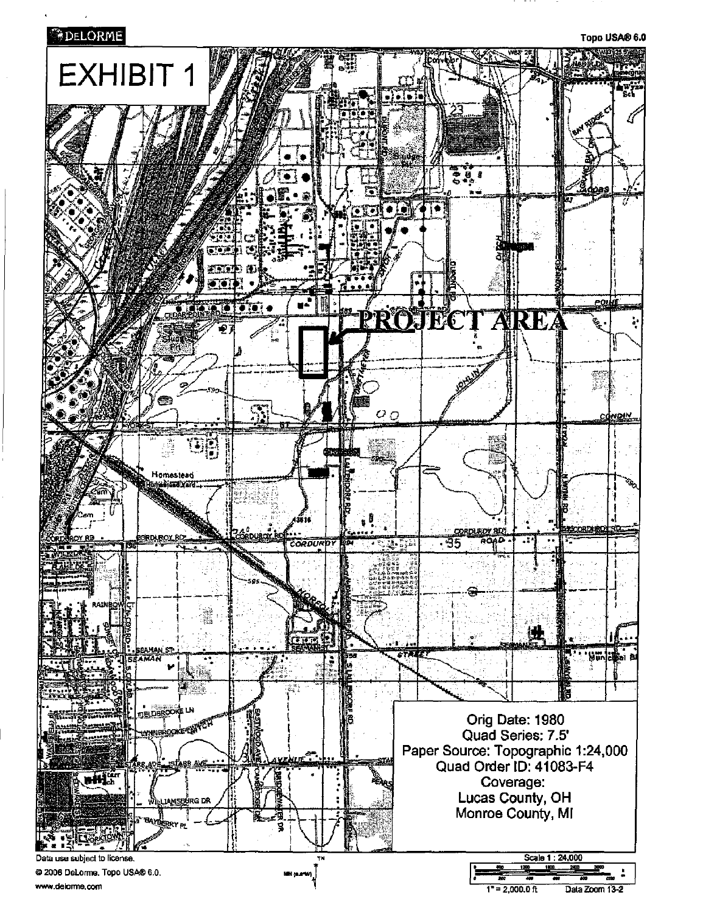DELORME

Topo USA® 6.0

# EXHIBIT 1

PROJECT AREA

Orig Date: 1980
Quad Series: 7.5'
Paper Source: Topographic 1:24,000
Quad Order ID: 41083-F4
Coverage:
Lucas County, OH
Monroe County, MI

Data use subject to license.
© 2006 DeLorme. Topo USA® 6.0.
www.delorme.com

Scale 1 : 24,000
1" = 2,000.0 ft
Data Zoom 13-2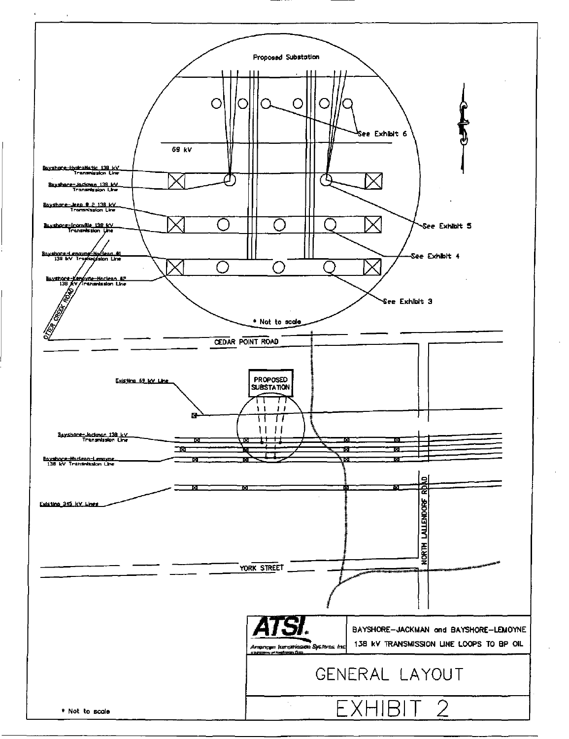Proposed Substation

See Exhibit 6

69 kV

Bayshore-HydraMatic 138 kV Transmission Line

Bayshore-Jackman 138 kV Transmission Line

Bayshore-Jeep # 2 138 kV Transmission Line

Bayshore-Ironville 138 kV Transmission Line

Bayshore-Lemoyne-Maclean #1 138 kV Transmission Line

Bayshore-Lemoyne-Maclean #2 138 kV Transmission Line

See Exhibit 5

See Exhibit 4

See Exhibit 3

OTTER CREEK ROAD

* Not to scale

CEDAR POINT ROAD

Existing 69 kV Line

PROPOSED SUBSTATION

Bayshore-Jackman 138 kV Transmission Line

Bayshore-Maclean-Lemoyne 138 kV Transmission Line

Existing 345 kV Lines

NORTH LALLENDORF ROAD

YORK STREET

ATSI. American Transmission Systems, Inc.

BAYSHORE-JACKMAN and BAYSHORE-LEMOYNE 138 kV TRANSMISSION LINE LOOPS TO BP OIL

GENERAL LAYOUT

EXHIBIT 2

* Not to scale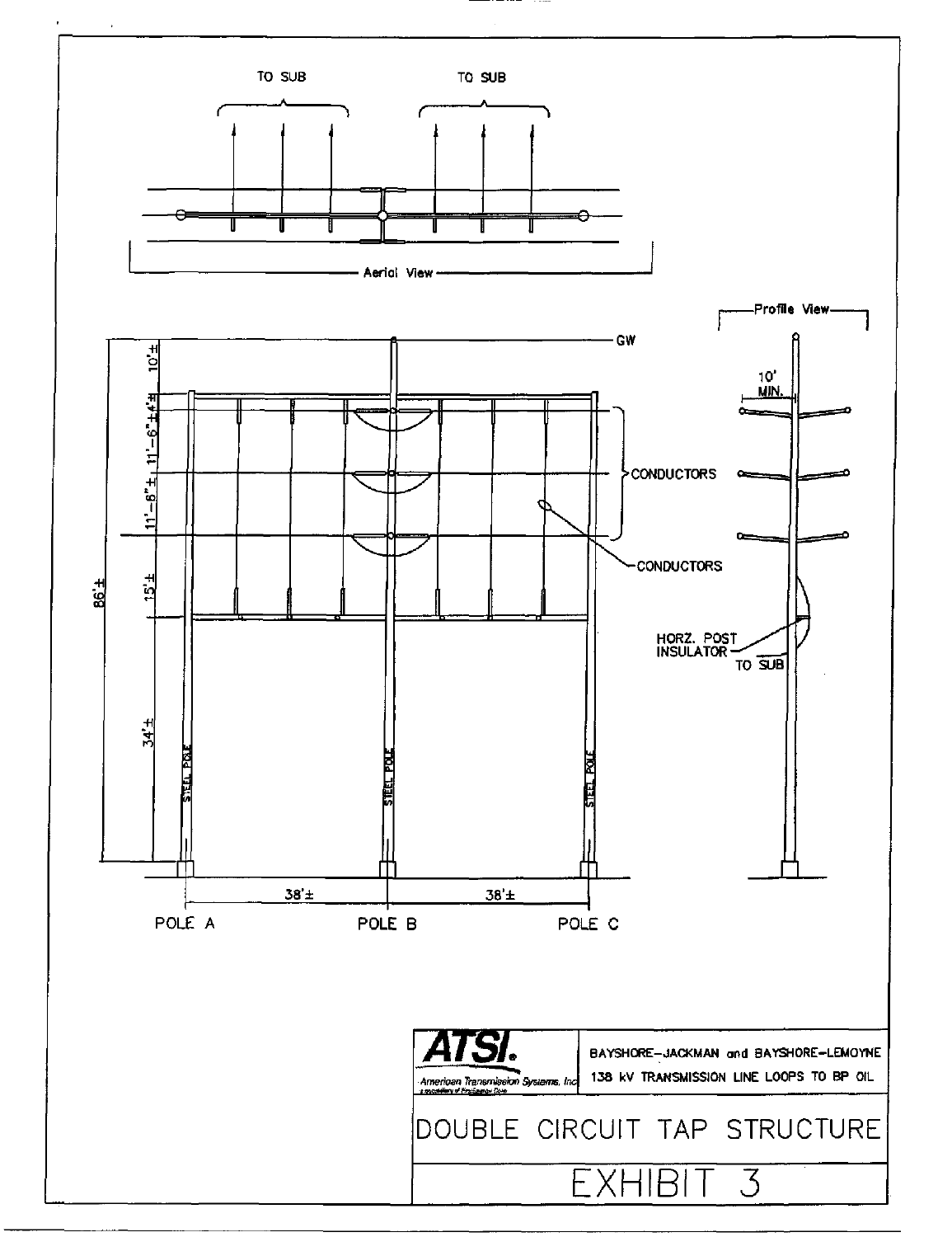TO SUB

TO SUB

Aerial View

Profile View

10' MIN.

GW

10'±

4'±

11'-6"±

11'-6"±

15'±

86'±

34'±

CONDUCTORS

CONDUCTORS

HORZ. POST INSULATOR

TO SUB

STEEL POLE

STEEL POLE

STEEL POLE

38'±

38'±

POLE A

POLE B

POLE C

**ATSI**

American Transmission Systems, Inc

BAYSHORE–JACKMAN and BAYSHORE–LEMOYNE 138 kV TRANSMISSION LINE LOOPS TO BP OIL

# DOUBLE CIRCUIT TAP STRUCTURE

# EXHIBIT 3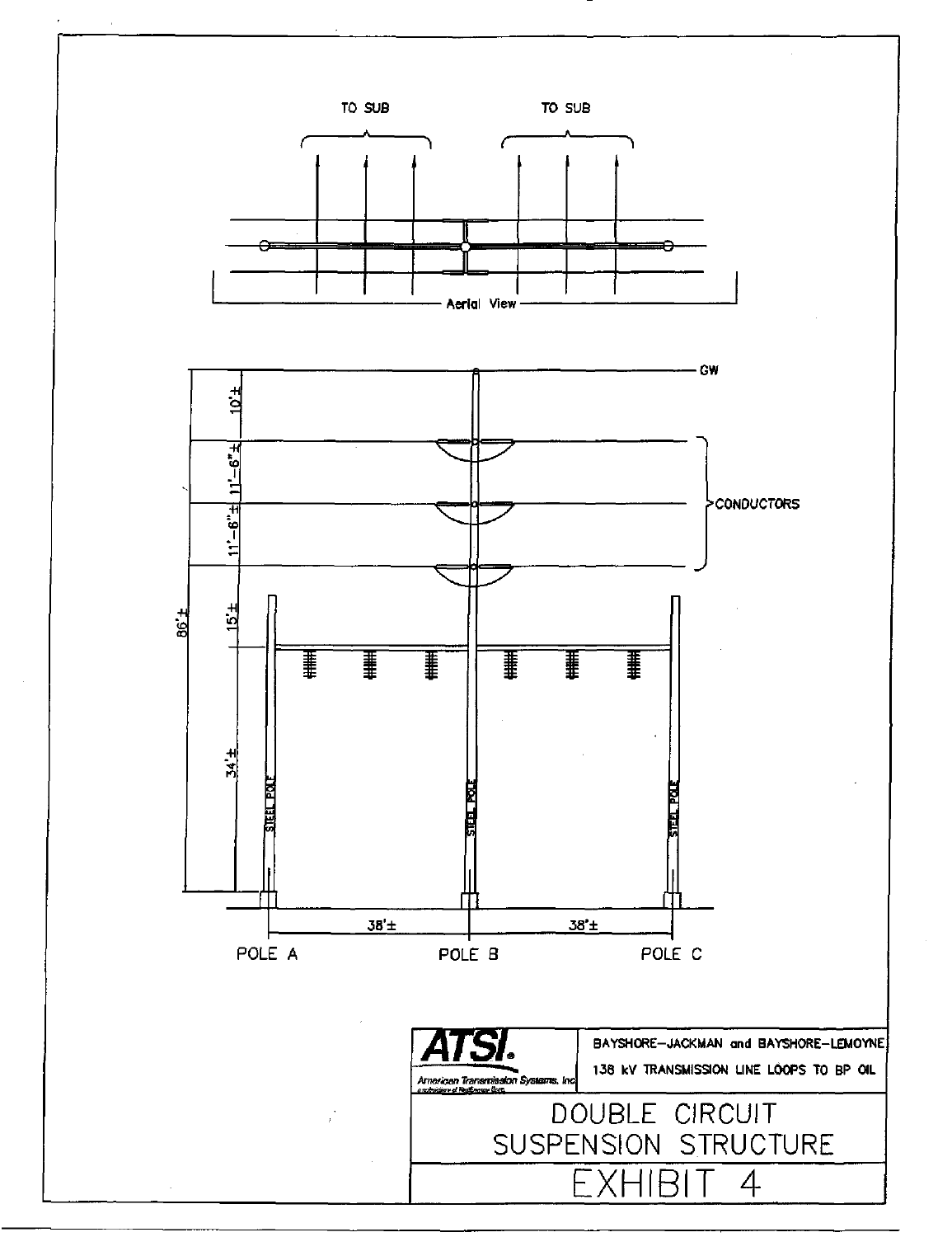TO SUB

TO SUB

Aerial View

GW

CONDUCTORS

10'±

11'-6"±

11'-6"±

15'±

34'±

86'±

STEEL POLE

STEEL POLE

STEEL POLE

38'±

38'±

POLE A

POLE B

POLE C

**ATSI.** American Transmission Systems, Inc. a subsidiary of FirstEnergy Corp.

BAYSHORE–JACKMAN and BAYSHORE–LEMOYNE
138 kV TRANSMISSION LINE LOOPS TO BP OIL

# DOUBLE CIRCUIT SUSPENSION STRUCTURE

# EXHIBIT 4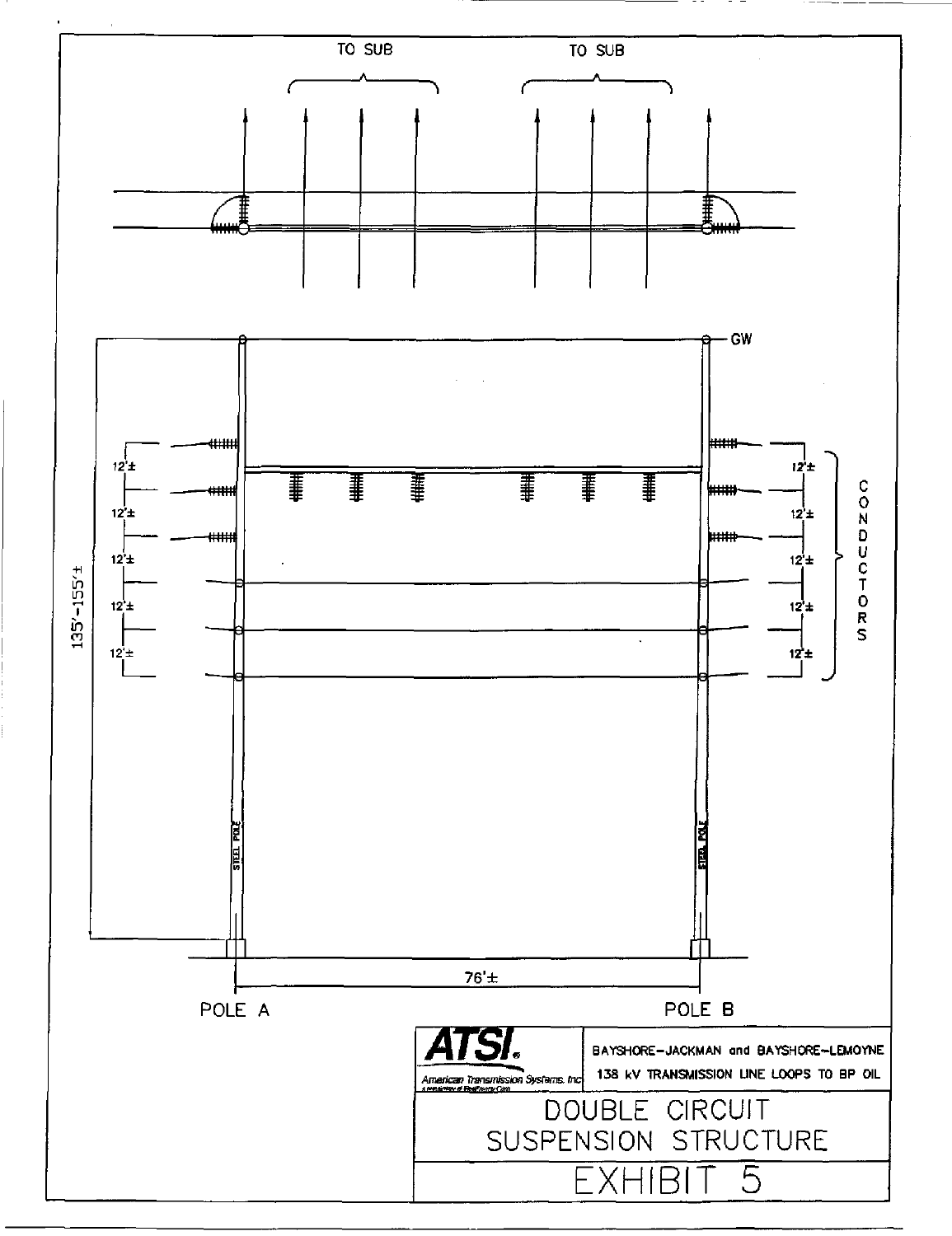TO SUB

TO SUB

GW

135'-155'±

12'±

12'±

12'±

12'±

12'±

CONDUCTORS

STEEL POLE

STEEL POLE

76'±

POLE A

POLE B

**ATSI**

American Transmission Systems, Inc

BAYSHORE-JACKMAN and BAYSHORE-LEMOYNE

138 kV TRANSMISSION LINE LOOPS TO BP OIL

# DOUBLE CIRCUIT SUSPENSION STRUCTURE

# EXHIBIT 5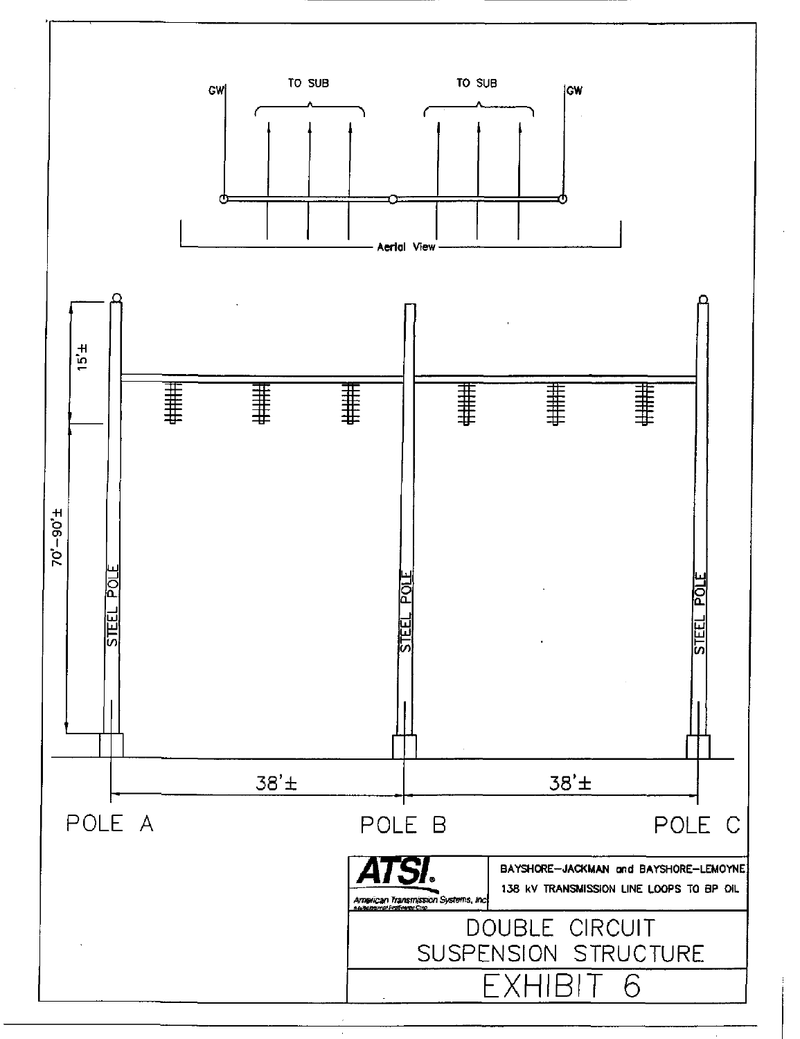GW

TO SUB

TO SUB

GW

Aerial View

15'±

70'-90'±

STEEL POLE

STEEL POLE

STEEL POLE

38'±

38'±

POLE A

POLE B

POLE C

**ATSI.** American Transmission Systems, Inc.

BAYSHORE–JACKMAN and BAYSHORE–LEMOYNE 138 kV TRANSMISSION LINE LOOPS TO BP OIL

DOUBLE CIRCUIT SUSPENSION STRUCTURE

EXHIBIT 6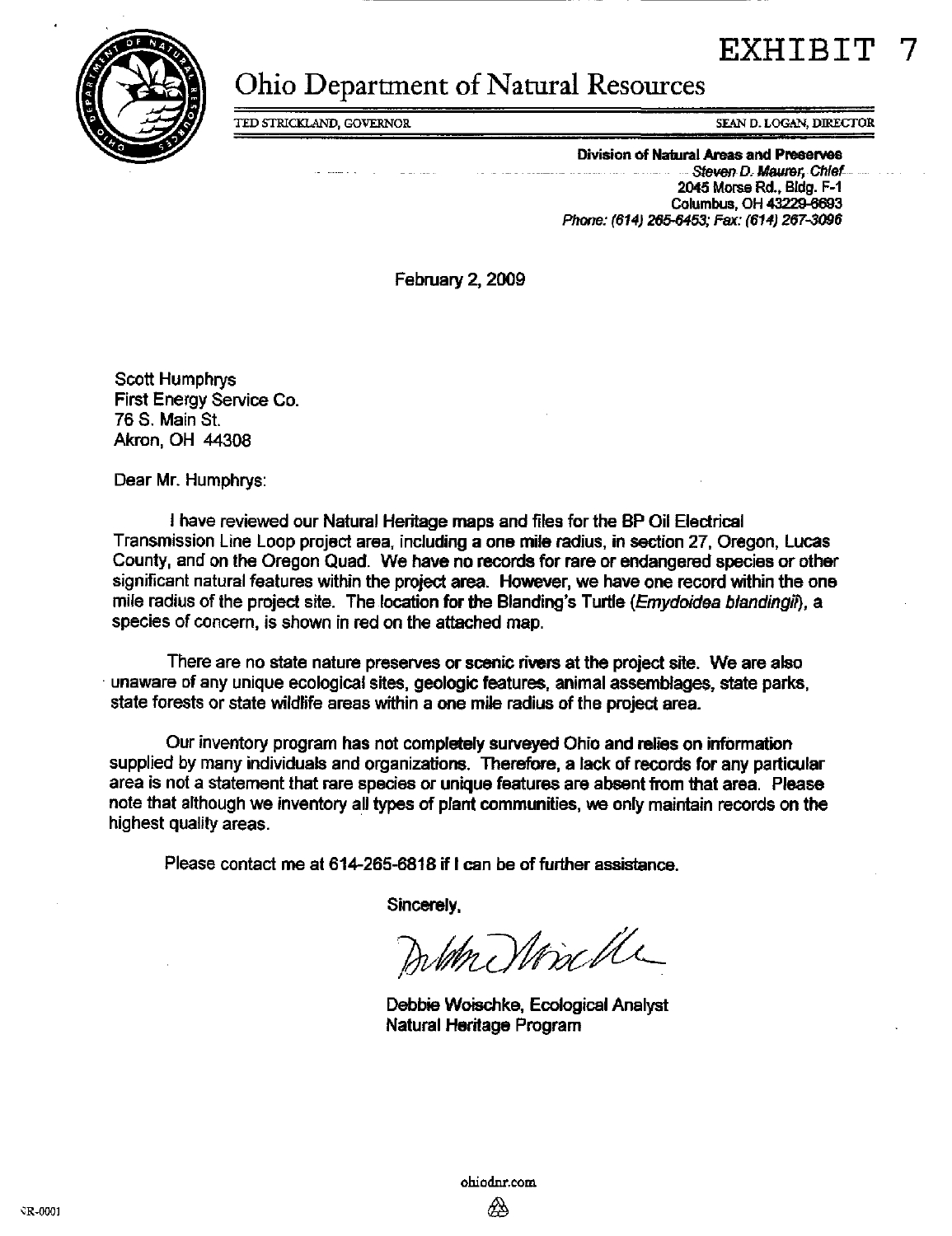EXHIBIT 7

# Ohio Department of Natural Resources

TED STRICKLAND, GOVERNOR SEAN D. LOGAN, DIRECTOR

**Division of Natural Areas and Preserves**
*Steven D. Maurer, Chief*
2045 Morse Rd., Bldg. F-1
Columbus, OH 43229-6693
*Phone: (614) 265-6453; Fax: (614) 267-3096*

February 2, 2009

Scott Humphrys
First Energy Service Co.
76 S. Main St.
Akron, OH 44308

Dear Mr. Humphrys:

I have reviewed our Natural Heritage maps and files for the BP Oil Electrical Transmission Line Loop project area, including a one mile radius, in section 27, Oregon, Lucas County, and on the Oregon Quad. We have no records for rare or endangered species or other significant natural features within the project area. However, we have one record within the one mile radius of the project site. The location for the Blanding's Turtle (*Emydoidea blandingii*), a species of concern, is shown in red on the attached map.

There are no state nature preserves or scenic rivers at the project site. We are also unaware of any unique ecological sites, geologic features, animal assemblages, state parks, state forests or state wildlife areas within a one mile radius of the project area.

Our inventory program has not completely surveyed Ohio and relies on information supplied by many individuals and organizations. Therefore, a lack of records for any particular area is not a statement that rare species or unique features are absent from that area. Please note that although we inventory all types of plant communities, we only maintain records on the highest quality areas.

Please contact me at 614-265-6818 if I can be of further assistance.

Sincerely,

Debbie Woischke, Ecological Analyst
Natural Heritage Program

ohiodnr.com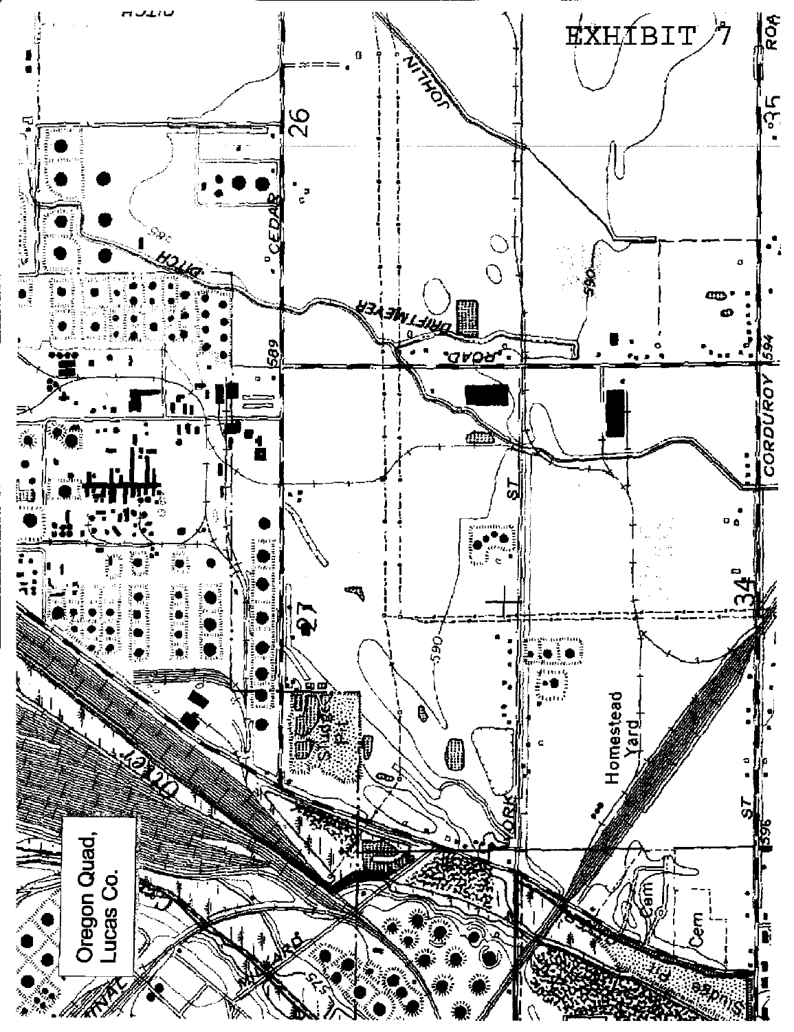EXHIBIT 7

Oregon Quad, Lucas Co.